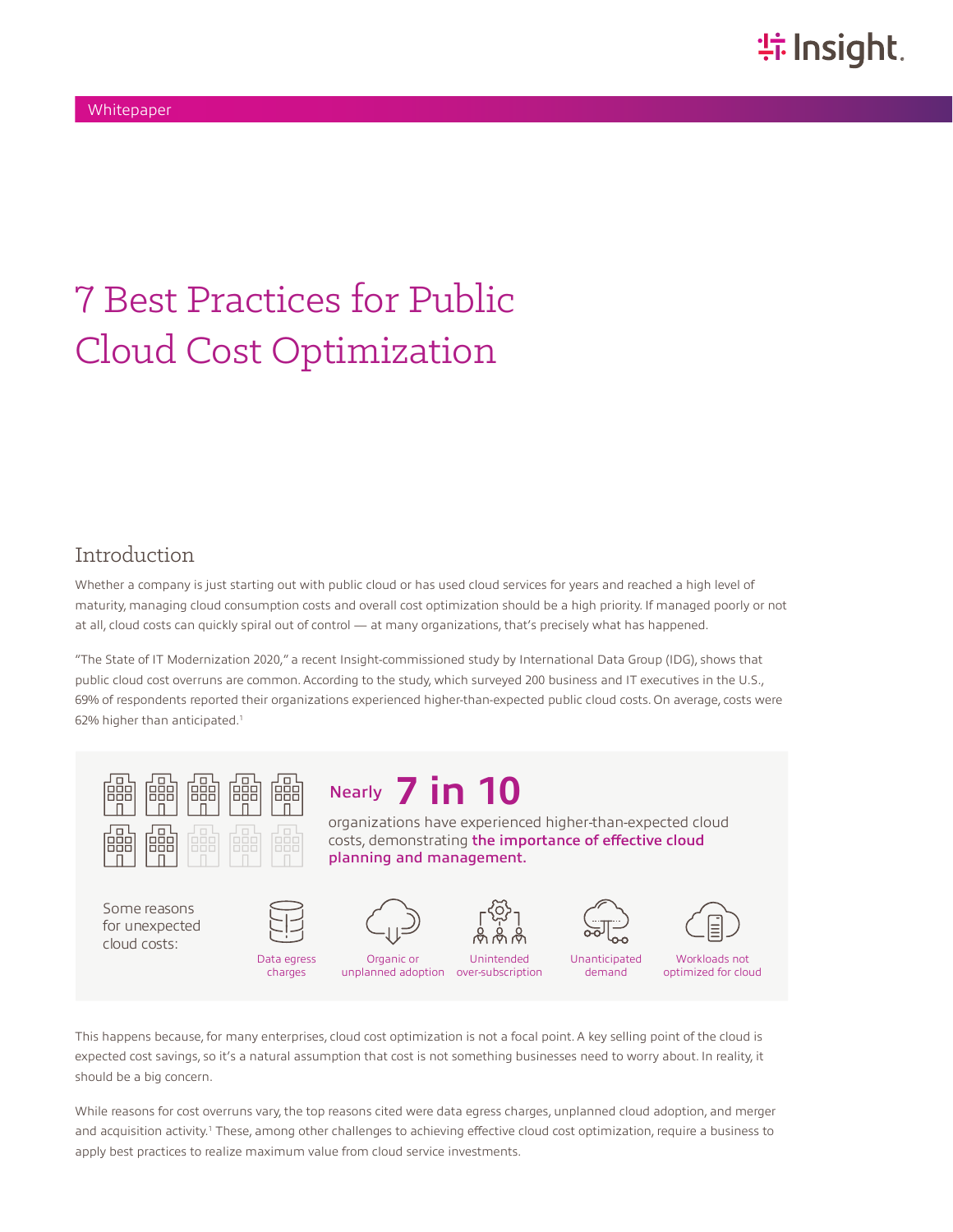Whitepaper

# 7 Best Practices for Public Cloud Cost Optimization

## Introduction

Whether a company is just starting out with public cloud or has used cloud services for years and reached a high level of maturity, managing cloud consumption costs and overall cost optimization should be a high priority. If managed poorly or not at all, cloud costs can quickly spiral out of control — at many organizations, that's precisely what has happened.

"The State of IT Modernization 2020," a recent Insight-commissioned study by International Data Group (IDG), shows that public cloud cost overruns are common. According to the study, which surveyed 200 business and IT executives in the U.S., 69% of respondents reported their organizations experienced higher-than-expected public cloud costs. On average, costs were 62% higher than anticipated.[1]

Nearly **7 in 10** organizations have experienced higher-than-expected cloud costs, demonstrating **the importance of effective cloud planning and management.**

Some reasons for unexpected cloud costs:

- Data egress charges
- Organic or unplanned adoption
- Unintended over-subscription
- Unanticipated demand
- Workloads not optimized for cloud

This happens because, for many enterprises, cloud cost optimization is not a focal point. A key selling point of the cloud is expected cost savings, so it's a natural assumption that cost is not something businesses need to worry about. In reality, it should be a big concern.

While reasons for cost overruns vary, the top reasons cited were data egress charges, unplanned cloud adoption, and merger and acquisition activity.[1] These, among other challenges to achieving effective cloud cost optimization, require a business to apply best practices to realize maximum value from cloud service investments.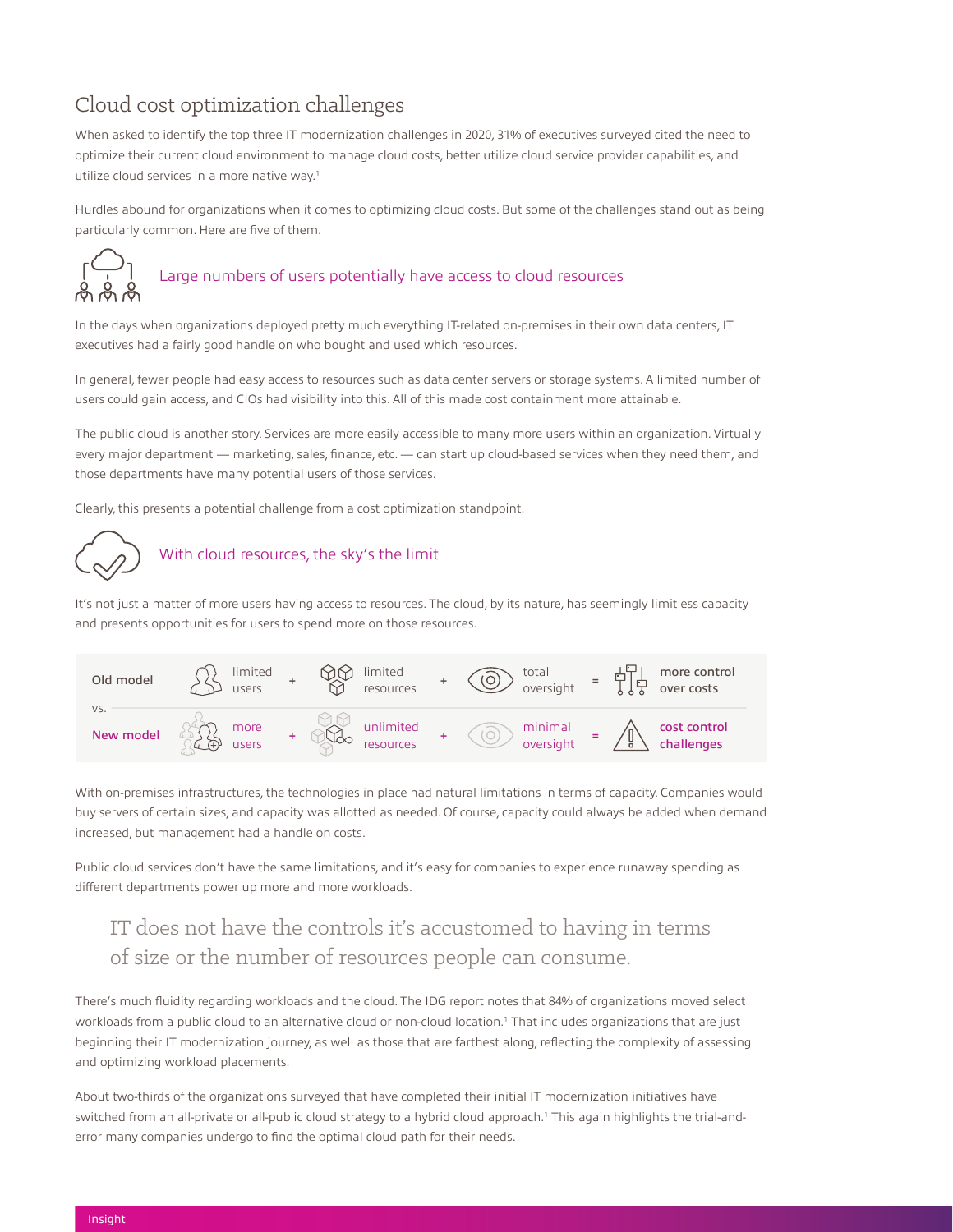## Cloud cost optimization challenges

When asked to identify the top three IT modernization challenges in 2020, 31% of executives surveyed cited the need to optimize their current cloud environment to manage cloud costs, better utilize cloud service provider capabilities, and utilize cloud services in a more native way.[1]

Hurdles abound for organizations when it comes to optimizing cloud costs. But some of the challenges stand out as being particularly common. Here are five of them.

### Large numbers of users potentially have access to cloud resources

In the days when organizations deployed pretty much everything IT-related on-premises in their own data centers, IT executives had a fairly good handle on who bought and used which resources.

In general, fewer people had easy access to resources such as data center servers or storage systems. A limited number of users could gain access, and CIOs had visibility into this. All of this made cost containment more attainable.

The public cloud is another story. Services are more easily accessible to many more users within an organization. Virtually every major department — marketing, sales, finance, etc. — can start up cloud-based services when they need them, and those departments have many potential users of those services.

Clearly, this presents a potential challenge from a cost optimization standpoint.

### With cloud resources, the sky's the limit

It's not just a matter of more users having access to resources. The cloud, by its nature, has seemingly limitless capacity and presents opportunities for users to spend more on those resources.

| | | | | | | | |
|---|---|---|---|---|---|---|---|
| Old model | limited users | + | limited resources | + | total oversight | = | more control over costs |
| vs. | | | | | | | |
| New model | more users | + | unlimited resources | + | minimal oversight | = | cost control challenges |

With on-premises infrastructures, the technologies in place had natural limitations in terms of capacity. Companies would buy servers of certain sizes, and capacity was allotted as needed. Of course, capacity could always be added when demand increased, but management had a handle on costs.

Public cloud services don't have the same limitations, and it's easy for companies to experience runaway spending as different departments power up more and more workloads.

> IT does not have the controls it's accustomed to having in terms of size or the number of resources people can consume.

There's much fluidity regarding workloads and the cloud. The IDG report notes that 84% of organizations moved select workloads from a public cloud to an alternative cloud or non-cloud location.[1] That includes organizations that are just beginning their IT modernization journey, as well as those that are farthest along, reflecting the complexity of assessing and optimizing workload placements.

About two-thirds of the organizations surveyed that have completed their initial IT modernization initiatives have switched from an all-private or all-public cloud strategy to a hybrid cloud approach.[1] This again highlights the trial-and-error many companies undergo to find the optimal cloud path for their needs.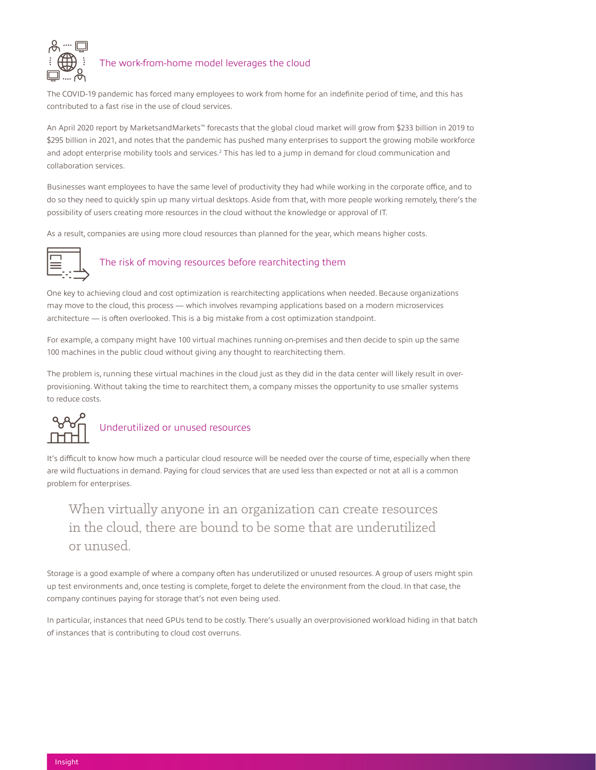## The work-from-home model leverages the cloud

The COVID-19 pandemic has forced many employees to work from home for an indefinite period of time, and this has contributed to a fast rise in the use of cloud services.

An April 2020 report by MarketsandMarkets™ forecasts that the global cloud market will grow from $233 billion in 2019 to $295 billion in 2021, and notes that the pandemic has pushed many enterprises to support the growing mobile workforce and adopt enterprise mobility tools and services.[2] This has led to a jump in demand for cloud communication and collaboration services.

Businesses want employees to have the same level of productivity they had while working in the corporate office, and to do so they need to quickly spin up many virtual desktops. Aside from that, with more people working remotely, there's the possibility of users creating more resources in the cloud without the knowledge or approval of IT.

As a result, companies are using more cloud resources than planned for the year, which means higher costs.

## The risk of moving resources before rearchitecting them

One key to achieving cloud and cost optimization is rearchitecting applications when needed. Because organizations may move to the cloud, this process — which involves revamping applications based on a modern microservices architecture — is often overlooked. This is a big mistake from a cost optimization standpoint.

For example, a company might have 100 virtual machines running on-premises and then decide to spin up the same 100 machines in the public cloud without giving any thought to rearchitecting them.

The problem is, running these virtual machines in the cloud just as they did in the data center will likely result in over-provisioning. Without taking the time to rearchitect them, a company misses the opportunity to use smaller systems to reduce costs.

## Underutilized or unused resources

It's difficult to know how much a particular cloud resource will be needed over the course of time, especially when there are wild fluctuations in demand. Paying for cloud services that are used less than expected or not at all is a common problem for enterprises.

> When virtually anyone in an organization can create resources in the cloud, there are bound to be some that are underutilized or unused.

Storage is a good example of where a company often has underutilized or unused resources. A group of users might spin up test environments and, once testing is complete, forget to delete the environment from the cloud. In that case, the company continues paying for storage that's not even being used.

In particular, instances that need GPUs tend to be costly. There's usually an overprovisioned workload hiding in that batch of instances that is contributing to cloud cost overruns.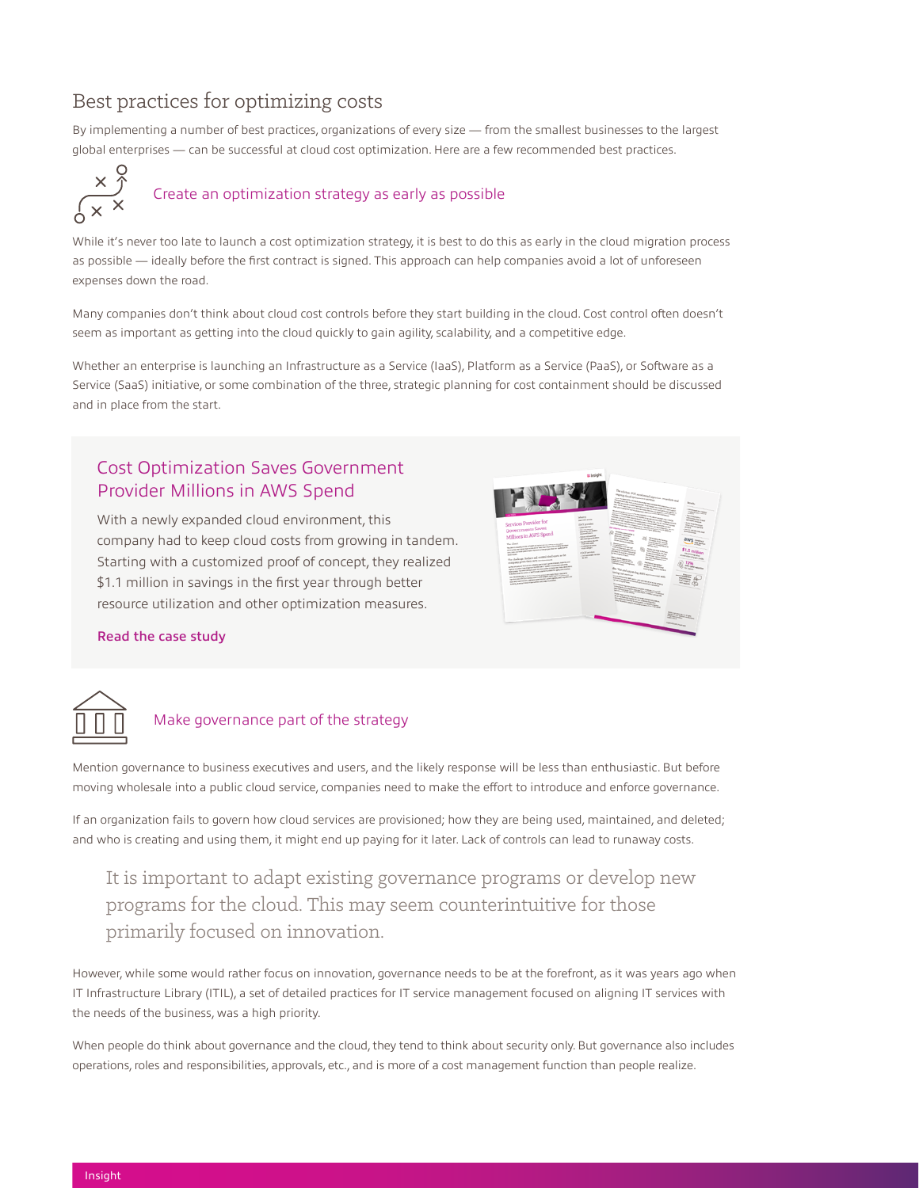## Best practices for optimizing costs

By implementing a number of best practices, organizations of every size — from the smallest businesses to the largest global enterprises — can be successful at cloud cost optimization. Here are a few recommended best practices.

### Create an optimization strategy as early as possible

While it's never too late to launch a cost optimization strategy, it is best to do this as early in the cloud migration process as possible — ideally before the first contract is signed. This approach can help companies avoid a lot of unforeseen expenses down the road.

Many companies don't think about cloud cost controls before they start building in the cloud. Cost control often doesn't seem as important as getting into the cloud quickly to gain agility, scalability, and a competitive edge.

Whether an enterprise is launching an Infrastructure as a Service (IaaS), Platform as a Service (PaaS), or Software as a Service (SaaS) initiative, or some combination of the three, strategic planning for cost containment should be discussed and in place from the start.

### Cost Optimization Saves Government Provider Millions in AWS Spend

With a newly expanded cloud environment, this company had to keep cloud costs from growing in tandem. Starting with a customized proof of concept, they realized $1.1 million in savings in the first year through better resource utilization and other optimization measures.

Read the case study

### Make governance part of the strategy

Mention governance to business executives and users, and the likely response will be less than enthusiastic. But before moving wholesale into a public cloud service, companies need to make the effort to introduce and enforce governance.

If an organization fails to govern how cloud services are provisioned; how they are being used, maintained, and deleted; and who is creating and using them, it might end up paying for it later. Lack of controls can lead to runaway costs.

> It is important to adapt existing governance programs or develop new programs for the cloud. This may seem counterintuitive for those primarily focused on innovation.

However, while some would rather focus on innovation, governance needs to be at the forefront, as it was years ago when IT Infrastructure Library (ITIL), a set of detailed practices for IT service management focused on aligning IT services with the needs of the business, was a high priority.

When people do think about governance and the cloud, they tend to think about security only. But governance also includes operations, roles and responsibilities, approvals, etc., and is more of a cost management function than people realize.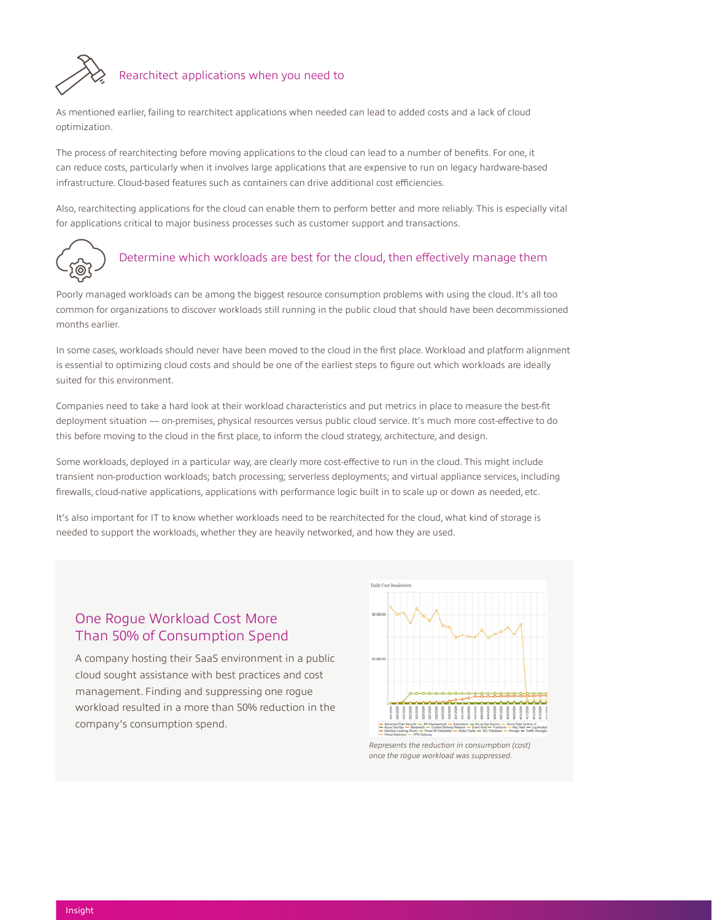## Rearchitect applications when you need to

As mentioned earlier, failing to rearchitect applications when needed can lead to added costs and a lack of cloud optimization.

The process of rearchitecting before moving applications to the cloud can lead to a number of benefits. For one, it can reduce costs, particularly when it involves large applications that are expensive to run on legacy hardware-based infrastructure. Cloud-based features such as containers can drive additional cost efficiencies.

Also, rearchitecting applications for the cloud can enable them to perform better and more reliably. This is especially vital for applications critical to major business processes such as customer support and transactions.

## Determine which workloads are best for the cloud, then effectively manage them

Poorly managed workloads can be among the biggest resource consumption problems with using the cloud. It's all too common for organizations to discover workloads still running in the public cloud that should have been decommissioned months earlier.

In some cases, workloads should never have been moved to the cloud in the first place. Workload and platform alignment is essential to optimizing cloud costs and should be one of the earliest steps to figure out which workloads are ideally suited for this environment.

Companies need to take a hard look at their workload characteristics and put metrics in place to measure the best-fit deployment situation — on-premises, physical resources versus public cloud service. It's much more cost-effective to do this before moving to the cloud in the first place, to inform the cloud strategy, architecture, and design.

Some workloads, deployed in a particular way, are clearly more cost-effective to run in the cloud. This might include transient non-production workloads; batch processing; serverless deployments; and virtual appliance services, including firewalls, cloud-native applications, applications with performance logic built in to scale up or down as needed, etc.

It's also important for IT to know whether workloads need to be rearchitected for the cloud, what kind of storage is needed to support the workloads, whether they are heavily networked, and how they are used.

### One Rogue Workload Cost More Than 50% of Consumption Spend

A company hosting their SaaS environment in a public cloud sought assistance with best practices and cost management. Finding and suppressing one rogue workload resulted in a more than 50% reduction in the company's consumption spend.

*Represents the reduction in consumption (cost) once the rogue workload was suppressed.*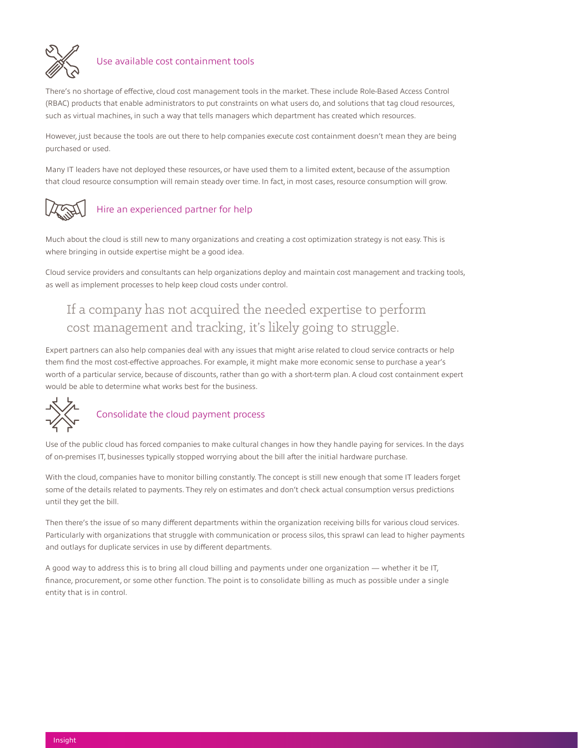## Use available cost containment tools

There's no shortage of effective, cloud cost management tools in the market. These include Role-Based Access Control (RBAC) products that enable administrators to put constraints on what users do, and solutions that tag cloud resources, such as virtual machines, in such a way that tells managers which department has created which resources.

However, just because the tools are out there to help companies execute cost containment doesn't mean they are being purchased or used.

Many IT leaders have not deployed these resources, or have used them to a limited extent, because of the assumption that cloud resource consumption will remain steady over time. In fact, in most cases, resource consumption will grow.

## Hire an experienced partner for help

Much about the cloud is still new to many organizations and creating a cost optimization strategy is not easy. This is where bringing in outside expertise might be a good idea.

Cloud service providers and consultants can help organizations deploy and maintain cost management and tracking tools, as well as implement processes to help keep cloud costs under control.

> If a company has not acquired the needed expertise to perform cost management and tracking, it's likely going to struggle.

Expert partners can also help companies deal with any issues that might arise related to cloud service contracts or help them find the most cost-effective approaches. For example, it might make more economic sense to purchase a year's worth of a particular service, because of discounts, rather than go with a short-term plan. A cloud cost containment expert would be able to determine what works best for the business.

## Consolidate the cloud payment process

Use of the public cloud has forced companies to make cultural changes in how they handle paying for services. In the days of on-premises IT, businesses typically stopped worrying about the bill after the initial hardware purchase.

With the cloud, companies have to monitor billing constantly. The concept is still new enough that some IT leaders forget some of the details related to payments. They rely on estimates and don't check actual consumption versus predictions until they get the bill.

Then there's the issue of so many different departments within the organization receiving bills for various cloud services. Particularly with organizations that struggle with communication or process silos, this sprawl can lead to higher payments and outlays for duplicate services in use by different departments.

A good way to address this is to bring all cloud billing and payments under one organization — whether it be IT, finance, procurement, or some other function. The point is to consolidate billing as much as possible under a single entity that is in control.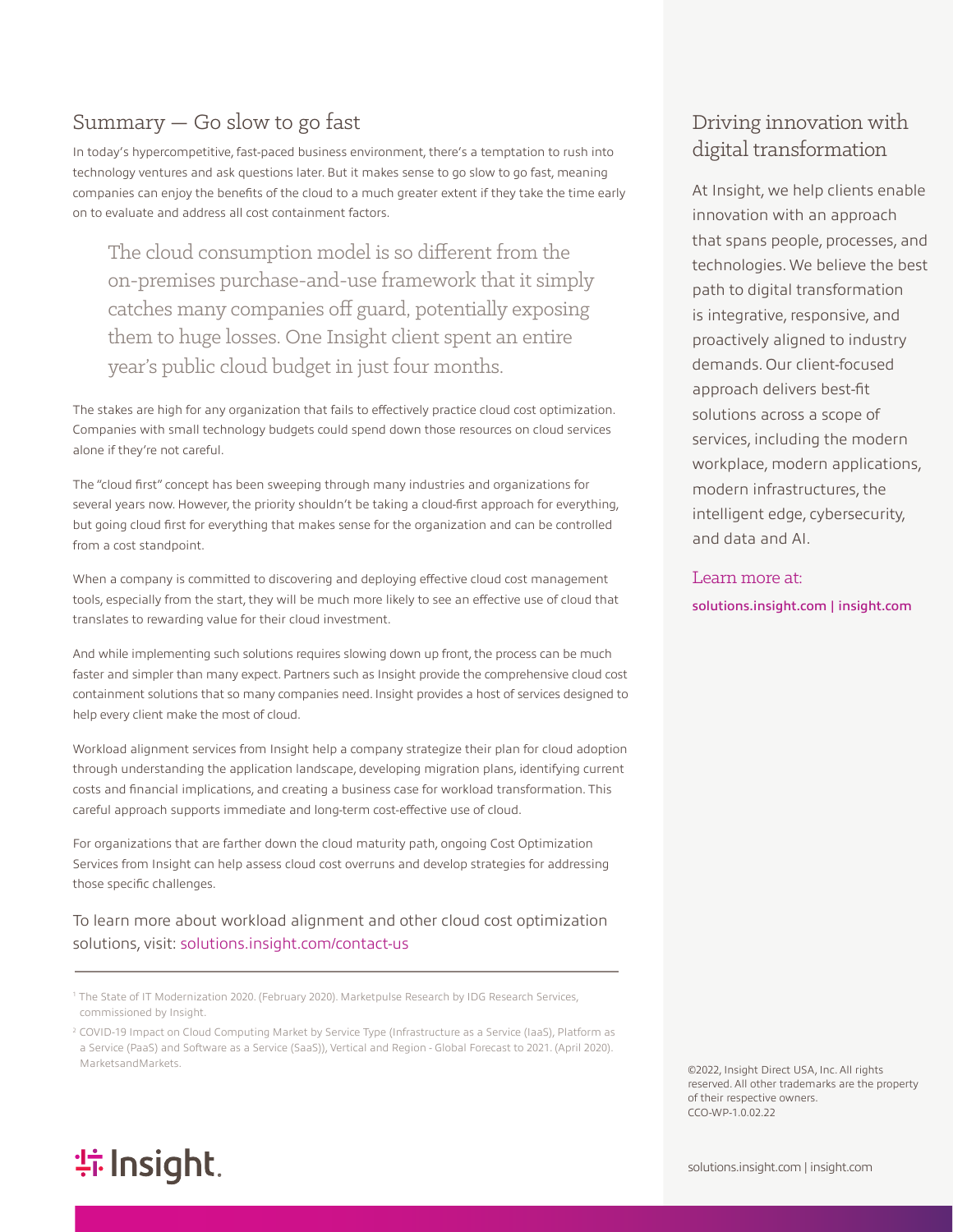## Summary — Go slow to go fast

In today's hypercompetitive, fast-paced business environment, there's a temptation to rush into technology ventures and ask questions later. But it makes sense to go slow to go fast, meaning companies can enjoy the benefits of the cloud to a much greater extent if they take the time early on to evaluate and address all cost containment factors.

> The cloud consumption model is so different from the on-premises purchase-and-use framework that it simply catches many companies off guard, potentially exposing them to huge losses. One Insight client spent an entire year's public cloud budget in just four months.

The stakes are high for any organization that fails to effectively practice cloud cost optimization. Companies with small technology budgets could spend down those resources on cloud services alone if they're not careful.

The "cloud first" concept has been sweeping through many industries and organizations for several years now. However, the priority shouldn't be taking a cloud-first approach for everything, but going cloud first for everything that makes sense for the organization and can be controlled from a cost standpoint.

When a company is committed to discovering and deploying effective cloud cost management tools, especially from the start, they will be much more likely to see an effective use of cloud that translates to rewarding value for their cloud investment.

And while implementing such solutions requires slowing down up front, the process can be much faster and simpler than many expect. Partners such as Insight provide the comprehensive cloud cost containment solutions that so many companies need. Insight provides a host of services designed to help every client make the most of cloud.

Workload alignment services from Insight help a company strategize their plan for cloud adoption through understanding the application landscape, developing migration plans, identifying current costs and financial implications, and creating a business case for workload transformation. This careful approach supports immediate and long-term cost-effective use of cloud.

For organizations that are farther down the cloud maturity path, ongoing Cost Optimization Services from Insight can help assess cloud cost overruns and develop strategies for addressing those specific challenges.

To learn more about workload alignment and other cloud cost optimization solutions, visit: solutions.insight.com/contact-us

---

[1] The State of IT Modernization 2020. (February 2020). Marketpulse Research by IDG Research Services, commissioned by Insight.

[2] COVID-19 Impact on Cloud Computing Market by Service Type (Infrastructure as a Service (IaaS), Platform as a Service (PaaS) and Software as a Service (SaaS)), Vertical and Region - Global Forecast to 2021. (April 2020). MarketsandMarkets.

## Driving innovation with digital transformation

At Insight, we help clients enable innovation with an approach that spans people, processes, and technologies. We believe the best path to digital transformation is integrative, responsive, and proactively aligned to industry demands. Our client-focused approach delivers best-fit solutions across a scope of services, including the modern workplace, modern applications, modern infrastructures, the intelligent edge, cybersecurity, and data and AI.

Learn more at:
solutions.insight.com | insight.com

©2022, Insight Direct USA, Inc. All rights reserved. All other trademarks are the property of their respective owners.
CCO-WP-1.0.02.22

Insight.

solutions.insight.com | insight.com